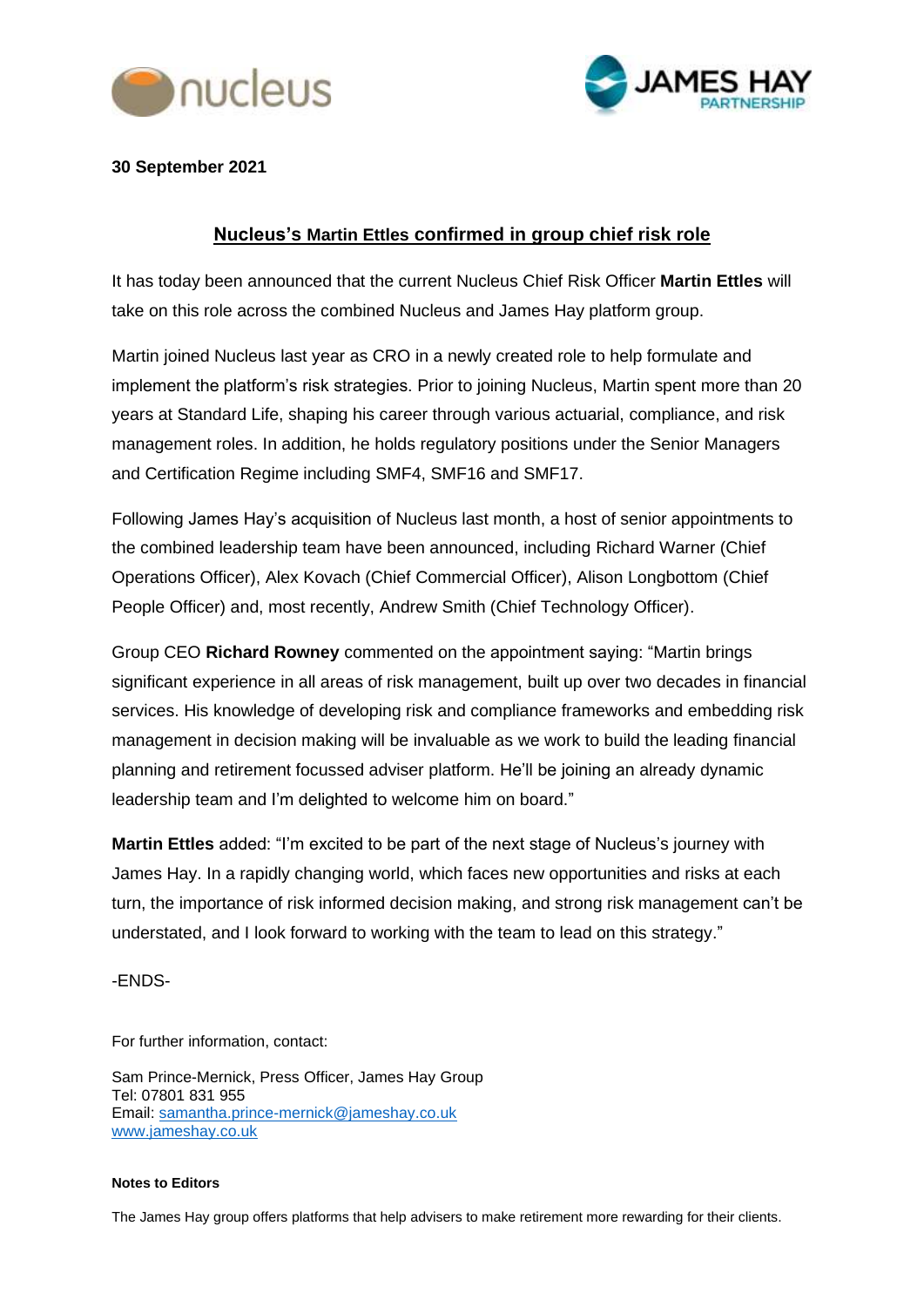**30 September 2021**

## Nucleus's Martin Ettles confirmed in group chief risk role

It has today been announced that the current Nucleus Chief Risk Officer **Martin Ettles** will take on this role across the combined Nucleus and James Hay platform group.

Martin joined Nucleus last year as CRO in a newly created role to help formulate and implement the platform's risk strategies. Prior to joining Nucleus, Martin spent more than 20 years at Standard Life, shaping his career through various actuarial, compliance, and risk management roles. In addition, he holds regulatory positions under the Senior Managers and Certification Regime including SMF4, SMF16 and SMF17.

Following James Hay's acquisition of Nucleus last month, a host of senior appointments to the combined leadership team have been announced, including Richard Warner (Chief Operations Officer), Alex Kovach (Chief Commercial Officer), Alison Longbottom (Chief People Officer) and, most recently, Andrew Smith (Chief Technology Officer).

Group CEO **Richard Rowney** commented on the appointment saying: "Martin brings significant experience in all areas of risk management, built up over two decades in financial services. His knowledge of developing risk and compliance frameworks and embedding risk management in decision making will be invaluable as we work to build the leading financial planning and retirement focussed adviser platform. He'll be joining an already dynamic leadership team and I'm delighted to welcome him on board."

**Martin Ettles** added: "I'm excited to be part of the next stage of Nucleus's journey with James Hay. In a rapidly changing world, which faces new opportunities and risks at each turn, the importance of risk informed decision making, and strong risk management can't be understated, and I look forward to working with the team to lead on this strategy."

-ENDS-

For further information, contact:

Sam Prince-Mernick, Press Officer, James Hay Group
Tel: 07801 831 955
Email: samantha.prince-mernick@jameshay.co.uk
www.jameshay.co.uk

**Notes to Editors**

The James Hay group offers platforms that help advisers to make retirement more rewarding for their clients.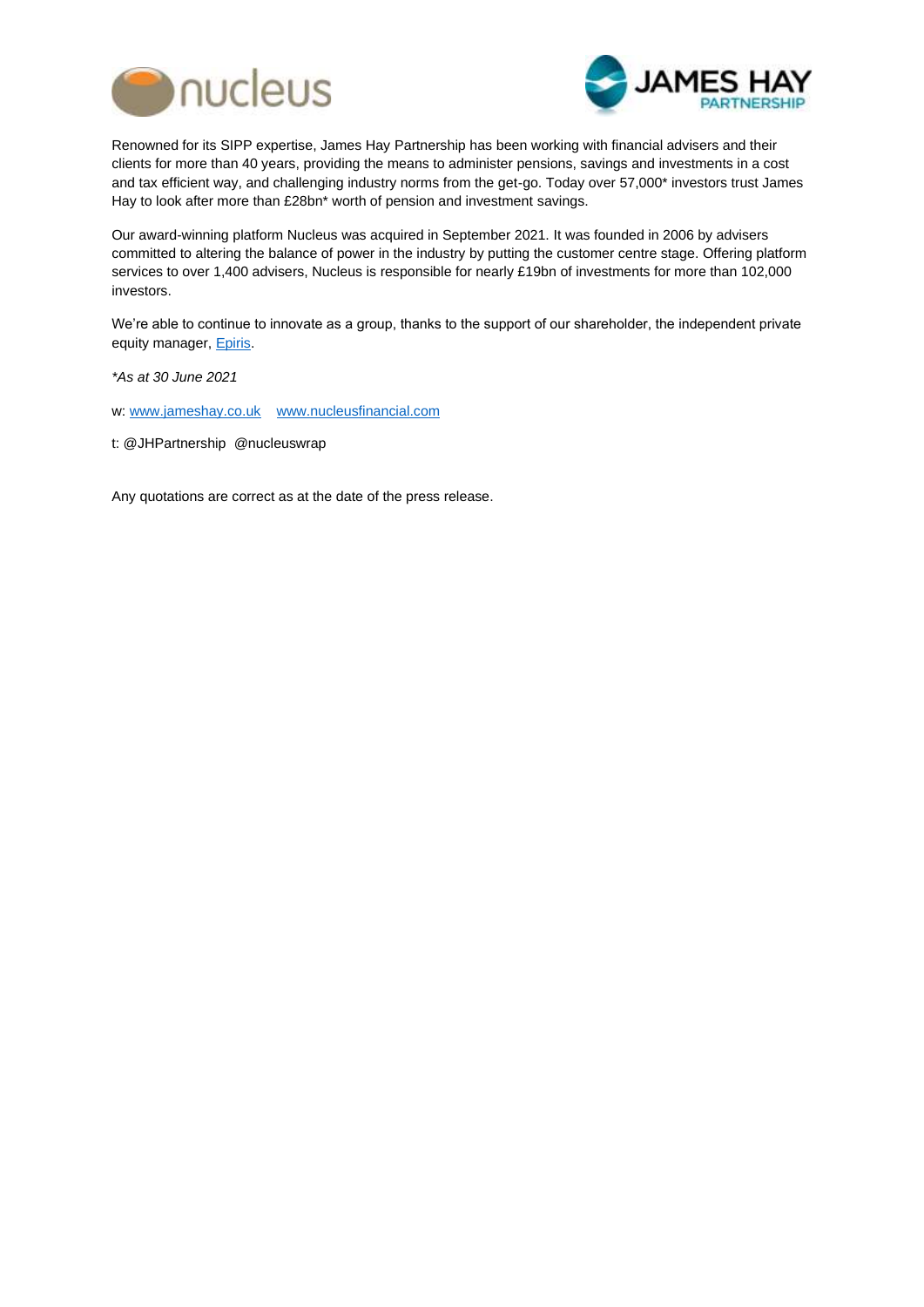Renowned for its SIPP expertise, James Hay Partnership has been working with financial advisers and their clients for more than 40 years, providing the means to administer pensions, savings and investments in a cost and tax efficient way, and challenging industry norms from the get-go. Today over 57,000* investors trust James Hay to look after more than £28bn* worth of pension and investment savings.

Our award-winning platform Nucleus was acquired in September 2021. It was founded in 2006 by advisers committed to altering the balance of power in the industry by putting the customer centre stage. Offering platform services to over 1,400 advisers, Nucleus is responsible for nearly £19bn of investments for more than 102,000 investors.

We're able to continue to innovate as a group, thanks to the support of our shareholder, the independent private equity manager, [Epiris](Epiris).

*\*As at 30 June 2021*

w: [www.jameshay.co.uk](http://www.jameshay.co.uk)    [www.nucleusfinancial.com](http://www.nucleusfinancial.com)

t: @JHPartnership  @nucleuswrap

Any quotations are correct as at the date of the press release.